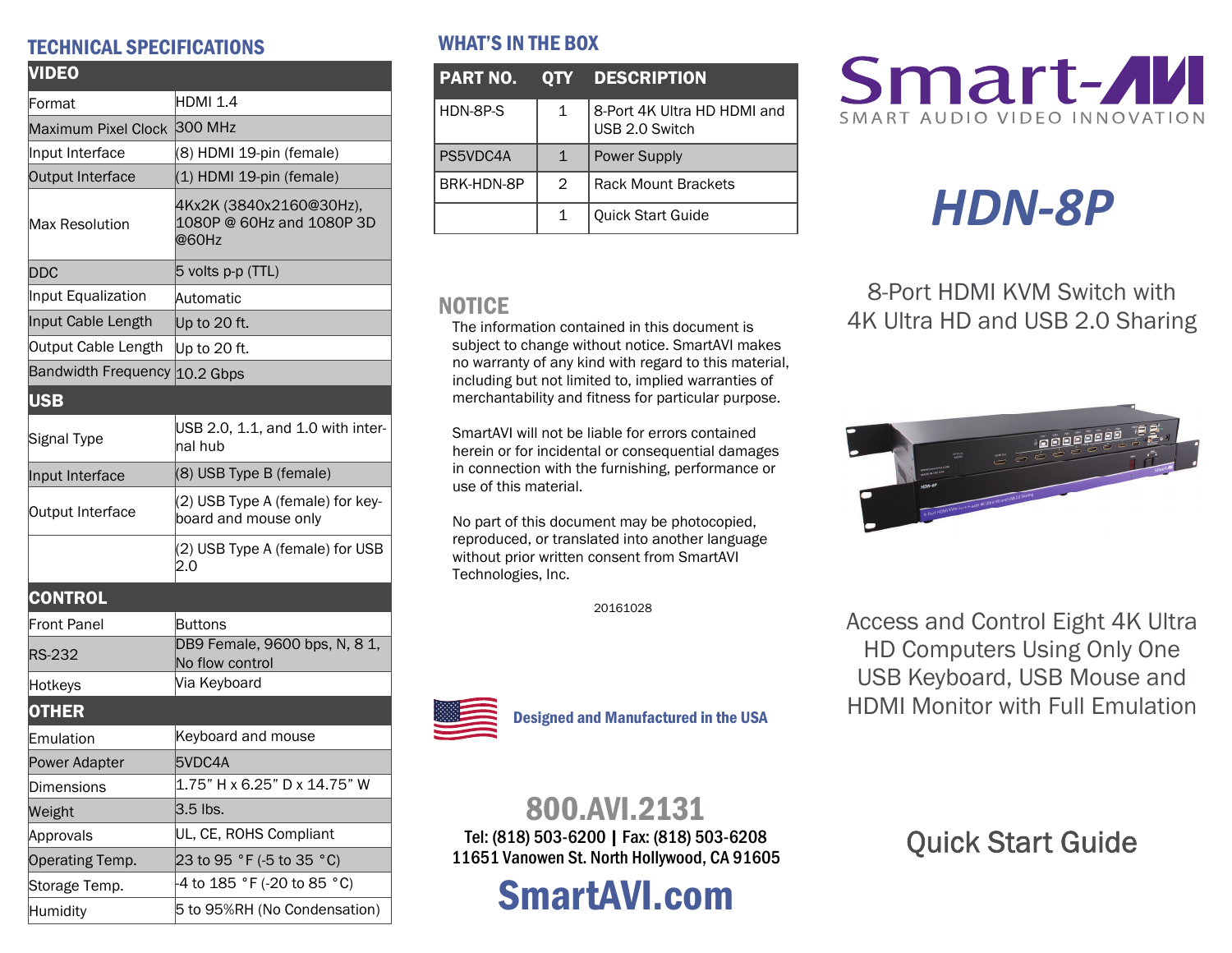## TECHNICAL SPECIFICATIONS

| VIDEO | |
|---|---|
| Format | HDMI 1.4 |
| Maximum Pixel Clock | 300 MHz |
| Input Interface | (8) HDMI 19-pin (female) |
| Output Interface | (1) HDMI 19-pin (female) |
| Max Resolution | 4Kx2K (3840x2160@30Hz), 1080P @ 60Hz and 1080P 3D @60Hz |
| DDC | 5 volts p-p (TTL) |
| Input Equalization | Automatic |
| Input Cable Length | Up to 20 ft. |
| Output Cable Length | Up to 20 ft. |
| Bandwidth Frequency | 10.2 Gbps |
| **USB** | |
| Signal Type | USB 2.0, 1.1, and 1.0 with internal hub |
| Input Interface | (8) USB Type B (female) |
| Output Interface | (2) USB Type A (female) for keyboard and mouse only |
| | (2) USB Type A (female) for USB 2.0 |
| **CONTROL** | |
| Front Panel | Buttons |
| RS-232 | DB9 Female, 9600 bps, N, 8 1, No flow control |
| Hotkeys | Via Keyboard |
| **OTHER** | |
| Emulation | Keyboard and mouse |
| Power Adapter | 5VDC4A |
| Dimensions | 1.75” H x 6.25” D x 14.75” W |
| Weight | 3.5 lbs. |
| Approvals | UL, CE, ROHS Compliant |
| Operating Temp. | 23 to 95 °F (-5 to 35 °C) |
| Storage Temp. | -4 to 185 °F (-20 to 85 °C) |
| Humidity | 5 to 95%RH (No Condensation) |

## WHAT’S IN THE BOX

| PART NO. | QTY | DESCRIPTION |
|---|---|---|
| HDN-8P-S | 1 | 8-Port 4K Ultra HD HDMI and USB 2.0 Switch |
| PS5VDC4A | 1 | Power Supply |
| BRK-HDN-8P | 2 | Rack Mount Brackets |
| | 1 | Quick Start Guide |

## NOTICE

The information contained in this document is subject to change without notice. SmartAVI makes no warranty of any kind with regard to this material, including but not limited to, implied warranties of merchantability and fitness for particular purpose.

SmartAVI will not be liable for errors contained herein or for incidental or consequential damages in connection with the furnishing, performance or use of this material.

No part of this document may be photocopied, reproduced, or translated into another language without prior written consent from SmartAVI Technologies, Inc.

20161028

**Designed and Manufactured in the USA**

**800.AVI.2131**

Tel: (818) 503-6200 | Fax: (818) 503-6208

11651 Vanowen St. North Hollywood, CA 91605

**SmartAVI.com**

Smart-AVI

SMART AUDIO VIDEO INNOVATION

# *HDN-8P*

8-Port HDMI KVM Switch with 4K Ultra HD and USB 2.0 Sharing

Access and Control Eight 4K Ultra HD Computers Using Only One USB Keyboard, USB Mouse and HDMI Monitor with Full Emulation

## Quick Start Guide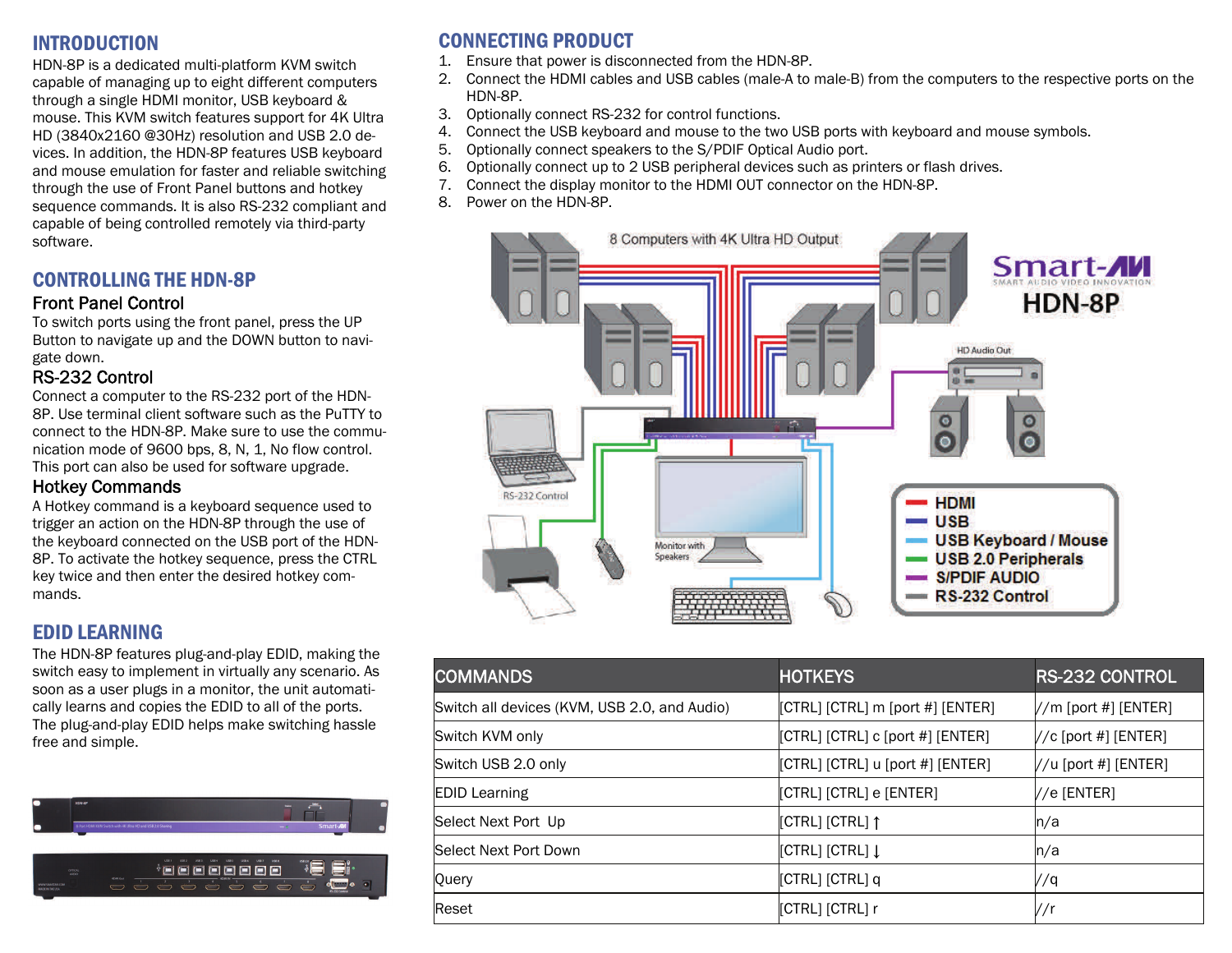## INTRODUCTION

HDN-8P is a dedicated multi-platform KVM switch capable of managing up to eight different computers through a single HDMI monitor, USB keyboard & mouse. This KVM switch features support for 4K Ultra HD (3840x2160 @30Hz) resolution and USB 2.0 devices. In addition, the HDN-8P features USB keyboard and mouse emulation for faster and reliable switching through the use of Front Panel buttons and hotkey sequence commands. It is also RS-232 compliant and capable of being controlled remotely via third-party software.

## CONTROLLING THE HDN-8P

### Front Panel Control

To switch ports using the front panel, press the UP Button to navigate up and the DOWN button to navigate down.

### RS-232 Control

Connect a computer to the RS-232 port of the HDN-8P. Use terminal client software such as the PuTTY to connect to the HDN-8P. Make sure to use the communication mode of 9600 bps, 8, N, 1, No flow control. This port can also be used for software upgrade.

### Hotkey Commands

A Hotkey command is a keyboard sequence used to trigger an action on the HDN-8P through the use of the keyboard connected on the USB port of the HDN-8P. To activate the hotkey sequence, press the CTRL key twice and then enter the desired hotkey commands.

## EDID LEARNING

The HDN-8P features plug-and-play EDID, making the switch easy to implement in virtually any scenario. As soon as a user plugs in a monitor, the unit automatically learns and copies the EDID to all of the ports. The plug-and-play EDID helps make switching hassle free and simple.

## CONNECTING PRODUCT

1. Ensure that power is disconnected from the HDN-8P.
2. Connect the HDMI cables and USB cables (male-A to male-B) from the computers to the respective ports on the HDN-8P.
3. Optionally connect RS-232 for control functions.
4. Connect the USB keyboard and mouse to the two USB ports with keyboard and mouse symbols.
5. Optionally connect speakers to the S/PDIF Optical Audio port.
6. Optionally connect up to 2 USB peripheral devices such as printers or flash drives.
7. Connect the display monitor to the HDMI OUT connector on the HDN-8P.
8. Power on the HDN-8P.

8 Computers with 4K Ultra HD Output

Smart-AVI
SMART AUDIO VIDEO INNOVATION
HDN-8P

HD Audio Out

RS-232 Control

Monitor with Speakers

HDMI
USB
USB Keyboard / Mouse
USB 2.0 Peripherals
S/PDIF AUDIO
RS-232 Control

| COMMANDS | HOTKEYS | RS-232 CONTROL |
|---|---|---|
| Switch all devices (KVM, USB 2.0, and Audio) | [CTRL] [CTRL] m [port #] [ENTER] | //m [port #] [ENTER] |
| Switch KVM only | [CTRL] [CTRL] c [port #] [ENTER] | //c [port #] [ENTER] |
| Switch USB 2.0 only | [CTRL] [CTRL] u [port #] [ENTER] | //u [port #] [ENTER] |
| EDID Learning | [CTRL] [CTRL] e [ENTER] | //e [ENTER] |
| Select Next Port Up | [CTRL] [CTRL] ↑ | n/a |
| Select Next Port Down | [CTRL] [CTRL] ↓ | n/a |
| Query | [CTRL] [CTRL] q | //q |
| Reset | [CTRL] [CTRL] r | //r |